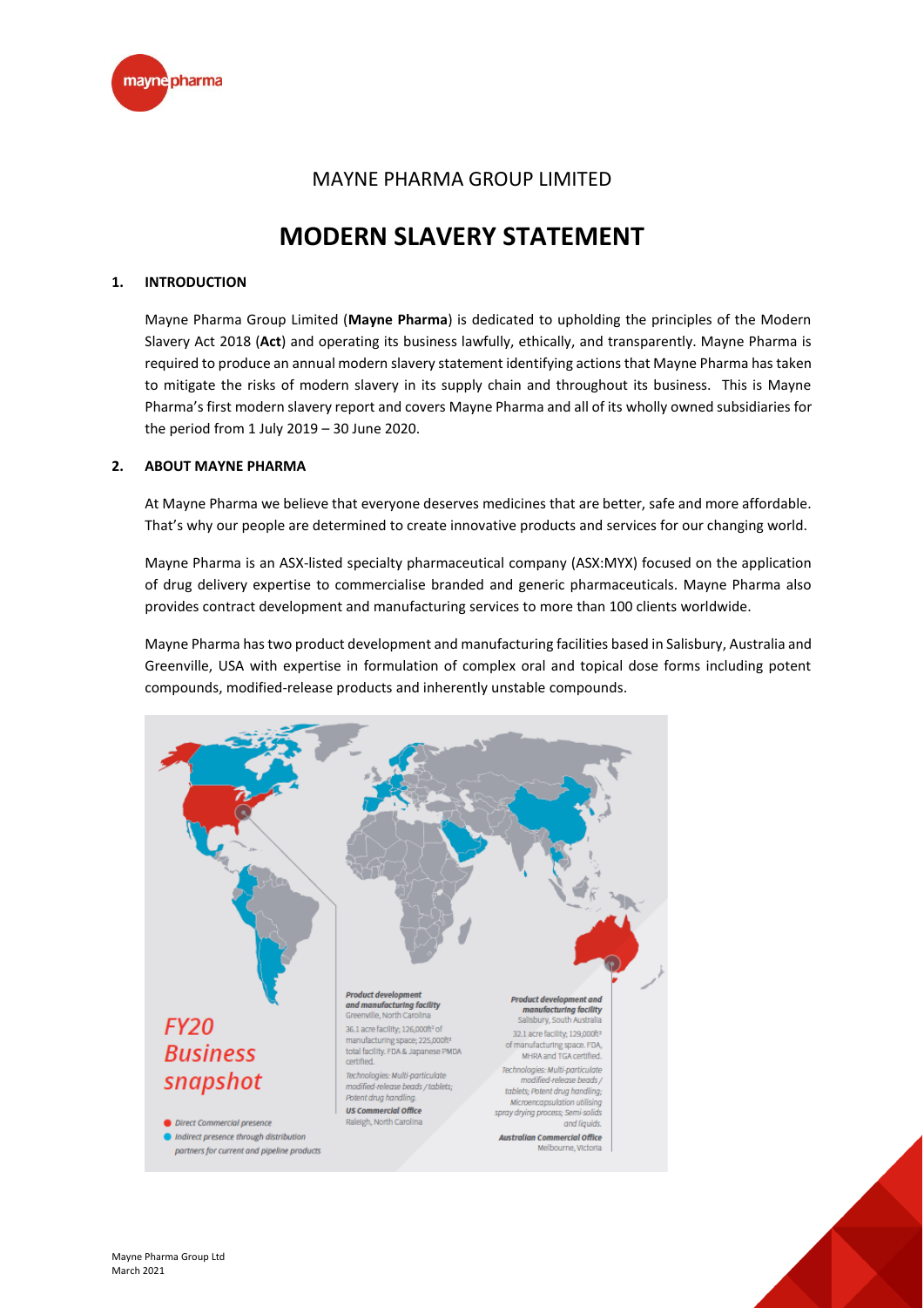# MAYNE PHARMA GROUP LIMITED

# MODERN SLAVERY STATEMENT

## 1. INTRODUCTION

Mayne Pharma Group Limited (**Mayne Pharma**) is dedicated to upholding the principles of the Modern Slavery Act 2018 (**Act**) and operating its business lawfully, ethically, and transparently. Mayne Pharma is required to produce an annual modern slavery statement identifying actions that Mayne Pharma has taken to mitigate the risks of modern slavery in its supply chain and throughout its business. This is Mayne Pharma's first modern slavery report and covers Mayne Pharma and all of its wholly owned subsidiaries for the period from 1 July 2019 – 30 June 2020.

## 2. ABOUT MAYNE PHARMA

At Mayne Pharma we believe that everyone deserves medicines that are better, safe and more affordable. That's why our people are determined to create innovative products and services for our changing world.

Mayne Pharma is an ASX-listed specialty pharmaceutical company (ASX:MYX) focused on the application of drug delivery expertise to commercialise branded and generic pharmaceuticals. Mayne Pharma also provides contract development and manufacturing services to more than 100 clients worldwide.

Mayne Pharma has two product development and manufacturing facilities based in Salisbury, Australia and Greenville, USA with expertise in formulation of complex oral and topical dose forms including potent compounds, modified-release products and inherently unstable compounds.

*FY20 Business snapshot*

- Direct Commercial presence
- Indirect presence through distribution partners for current and pipeline products

**Product development and manufacturing facility**
Greenville, North Carolina
36.1 acre facility; 126,000ft² of manufacturing space; 225,000ft² total facility. FDA & Japanese PMDA certified.
*Technologies: Multi-particulate modified-release beads / tablets; Potent drug handling.*

**US Commercial Office**
Raleigh, North Carolina

**Product development and manufacturing facility**
Salisbury, South Australia
32.1 acre facility; 129,000ft² of manufacturing space. FDA, MHRA and TGA certified.
*Technologies: Multi-particulate modified-release beads / tablets; Potent drug handling; Microencapsulation utilising spray drying process; Semi-solids and liquids.*

**Australian Commercial Office**
Melbourne, Victoria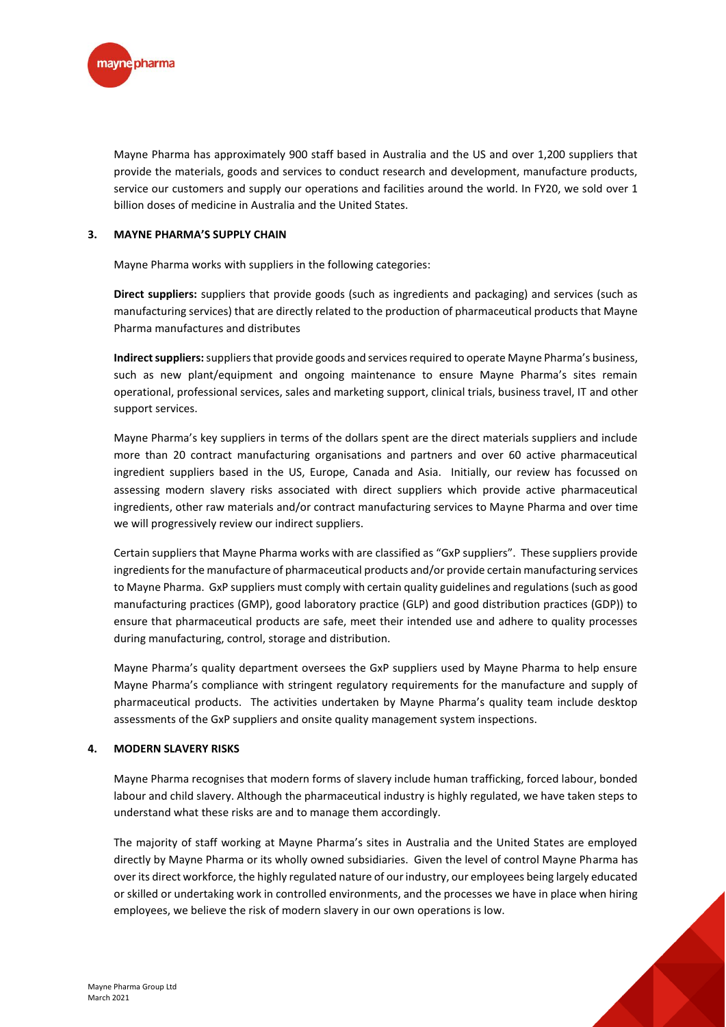Mayne Pharma has approximately 900 staff based in Australia and the US and over 1,200 suppliers that provide the materials, goods and services to conduct research and development, manufacture products, service our customers and supply our operations and facilities around the world. In FY20, we sold over 1 billion doses of medicine in Australia and the United States.

## 3. MAYNE PHARMA'S SUPPLY CHAIN

Mayne Pharma works with suppliers in the following categories:

**Direct suppliers:** suppliers that provide goods (such as ingredients and packaging) and services (such as manufacturing services) that are directly related to the production of pharmaceutical products that Mayne Pharma manufactures and distributes

**Indirect suppliers:** suppliers that provide goods and services required to operate Mayne Pharma's business, such as new plant/equipment and ongoing maintenance to ensure Mayne Pharma's sites remain operational, professional services, sales and marketing support, clinical trials, business travel, IT and other support services.

Mayne Pharma's key suppliers in terms of the dollars spent are the direct materials suppliers and include more than 20 contract manufacturing organisations and partners and over 60 active pharmaceutical ingredient suppliers based in the US, Europe, Canada and Asia. Initially, our review has focussed on assessing modern slavery risks associated with direct suppliers which provide active pharmaceutical ingredients, other raw materials and/or contract manufacturing services to Mayne Pharma and over time we will progressively review our indirect suppliers.

Certain suppliers that Mayne Pharma works with are classified as "GxP suppliers". These suppliers provide ingredients for the manufacture of pharmaceutical products and/or provide certain manufacturing services to Mayne Pharma. GxP suppliers must comply with certain quality guidelines and regulations (such as good manufacturing practices (GMP), good laboratory practice (GLP) and good distribution practices (GDP)) to ensure that pharmaceutical products are safe, meet their intended use and adhere to quality processes during manufacturing, control, storage and distribution.

Mayne Pharma's quality department oversees the GxP suppliers used by Mayne Pharma to help ensure Mayne Pharma's compliance with stringent regulatory requirements for the manufacture and supply of pharmaceutical products. The activities undertaken by Mayne Pharma's quality team include desktop assessments of the GxP suppliers and onsite quality management system inspections.

## 4. MODERN SLAVERY RISKS

Mayne Pharma recognises that modern forms of slavery include human trafficking, forced labour, bonded labour and child slavery. Although the pharmaceutical industry is highly regulated, we have taken steps to understand what these risks are and to manage them accordingly.

The majority of staff working at Mayne Pharma's sites in Australia and the United States are employed directly by Mayne Pharma or its wholly owned subsidiaries. Given the level of control Mayne Pharma has over its direct workforce, the highly regulated nature of our industry, our employees being largely educated or skilled or undertaking work in controlled environments, and the processes we have in place when hiring employees, we believe the risk of modern slavery in our own operations is low.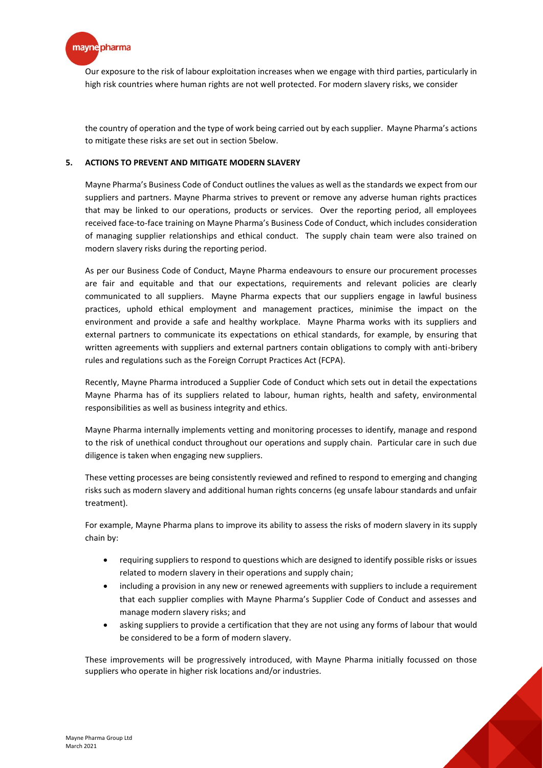Our exposure to the risk of labour exploitation increases when we engage with third parties, particularly in high risk countries where human rights are not well protected. For modern slavery risks, we consider

the country of operation and the type of work being carried out by each supplier. Mayne Pharma's actions to mitigate these risks are set out in section 5below.

## 5. ACTIONS TO PREVENT AND MITIGATE MODERN SLAVERY

Mayne Pharma's Business Code of Conduct outlines the values as well as the standards we expect from our suppliers and partners. Mayne Pharma strives to prevent or remove any adverse human rights practices that may be linked to our operations, products or services. Over the reporting period, all employees received face-to-face training on Mayne Pharma's Business Code of Conduct, which includes consideration of managing supplier relationships and ethical conduct. The supply chain team were also trained on modern slavery risks during the reporting period.

As per our Business Code of Conduct, Mayne Pharma endeavours to ensure our procurement processes are fair and equitable and that our expectations, requirements and relevant policies are clearly communicated to all suppliers. Mayne Pharma expects that our suppliers engage in lawful business practices, uphold ethical employment and management practices, minimise the impact on the environment and provide a safe and healthy workplace. Mayne Pharma works with its suppliers and external partners to communicate its expectations on ethical standards, for example, by ensuring that written agreements with suppliers and external partners contain obligations to comply with anti-bribery rules and regulations such as the Foreign Corrupt Practices Act (FCPA).

Recently, Mayne Pharma introduced a Supplier Code of Conduct which sets out in detail the expectations Mayne Pharma has of its suppliers related to labour, human rights, health and safety, environmental responsibilities as well as business integrity and ethics.

Mayne Pharma internally implements vetting and monitoring processes to identify, manage and respond to the risk of unethical conduct throughout our operations and supply chain. Particular care in such due diligence is taken when engaging new suppliers.

These vetting processes are being consistently reviewed and refined to respond to emerging and changing risks such as modern slavery and additional human rights concerns (eg unsafe labour standards and unfair treatment).

For example, Mayne Pharma plans to improve its ability to assess the risks of modern slavery in its supply chain by:

- requiring suppliers to respond to questions which are designed to identify possible risks or issues related to modern slavery in their operations and supply chain;
- including a provision in any new or renewed agreements with suppliers to include a requirement that each supplier complies with Mayne Pharma's Supplier Code of Conduct and assesses and manage modern slavery risks; and
- asking suppliers to provide a certification that they are not using any forms of labour that would be considered to be a form of modern slavery.

These improvements will be progressively introduced, with Mayne Pharma initially focussed on those suppliers who operate in higher risk locations and/or industries.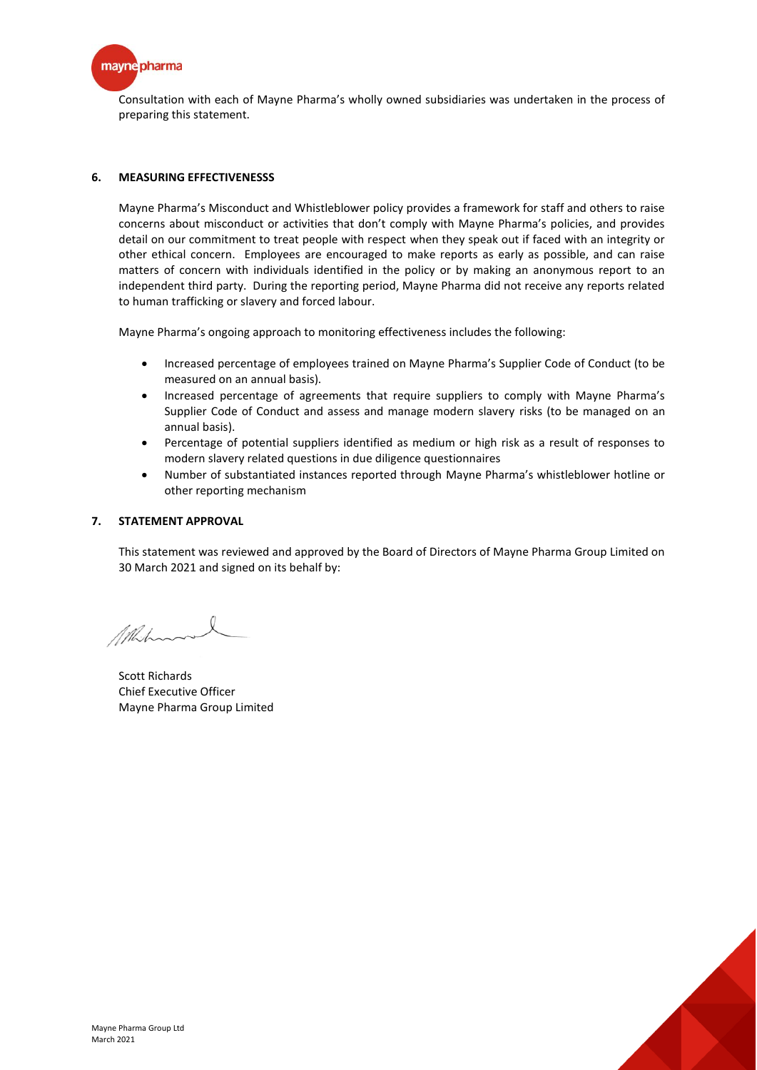Consultation with each of Mayne Pharma's wholly owned subsidiaries was undertaken in the process of preparing this statement.

## 6. MEASURING EFFECTIVENESSS

Mayne Pharma's Misconduct and Whistleblower policy provides a framework for staff and others to raise concerns about misconduct or activities that don't comply with Mayne Pharma's policies, and provides detail on our commitment to treat people with respect when they speak out if faced with an integrity or other ethical concern. Employees are encouraged to make reports as early as possible, and can raise matters of concern with individuals identified in the policy or by making an anonymous report to an independent third party. During the reporting period, Mayne Pharma did not receive any reports related to human trafficking or slavery and forced labour.

Mayne Pharma's ongoing approach to monitoring effectiveness includes the following:

- Increased percentage of employees trained on Mayne Pharma's Supplier Code of Conduct (to be measured on an annual basis).
- Increased percentage of agreements that require suppliers to comply with Mayne Pharma's Supplier Code of Conduct and assess and manage modern slavery risks (to be managed on an annual basis).
- Percentage of potential suppliers identified as medium or high risk as a result of responses to modern slavery related questions in due diligence questionnaires
- Number of substantiated instances reported through Mayne Pharma's whistleblower hotline or other reporting mechanism

## 7. STATEMENT APPROVAL

This statement was reviewed and approved by the Board of Directors of Mayne Pharma Group Limited on 30 March 2021 and signed on its behalf by:

Scott Richards
Chief Executive Officer
Mayne Pharma Group Limited